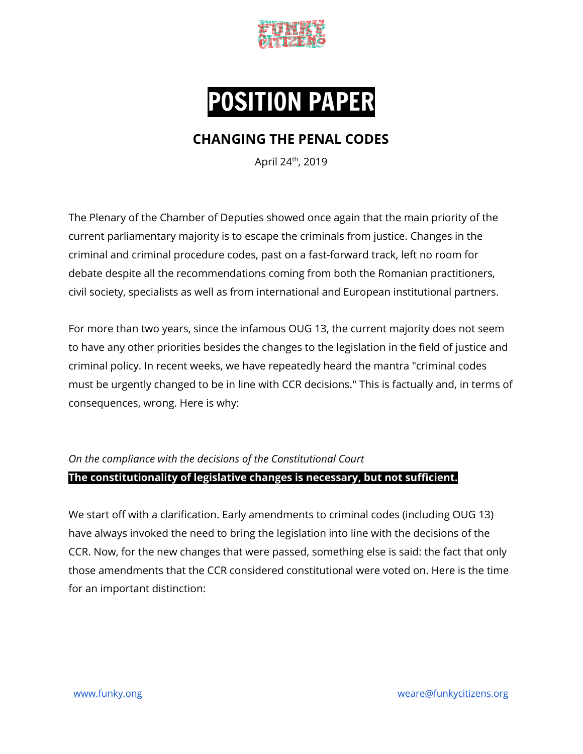# POSITION PAPER

## CHANGING THE PENAL CODES

April 24th, 2019

The Plenary of the Chamber of Deputies showed once again that the main priority of the current parliamentary majority is to escape the criminals from justice. Changes in the criminal and criminal procedure codes, past on a fast-forward track, left no room for debate despite all the recommendations coming from both the Romanian practitioners, civil society, specialists as well as from international and European institutional partners.

For more than two years, since the infamous OUG 13, the current majority does not seem to have any other priorities besides the changes to the legislation in the field of justice and criminal policy. In recent weeks, we have repeatedly heard the mantra "criminal codes must be urgently changed to be in line with CCR decisions." This is factually and, in terms of consequences, wrong. Here is why:

*On the compliance with the decisions of the Constitutional Court*

**The constitutionality of legislative changes is necessary, but not sufficient.**

We start off with a clarification. Early amendments to criminal codes (including OUG 13) have always invoked the need to bring the legislation into line with the decisions of the CCR. Now, for the new changes that were passed, something else is said: the fact that only those amendments that the CCR considered constitutional were voted on. Here is the time for an important distinction: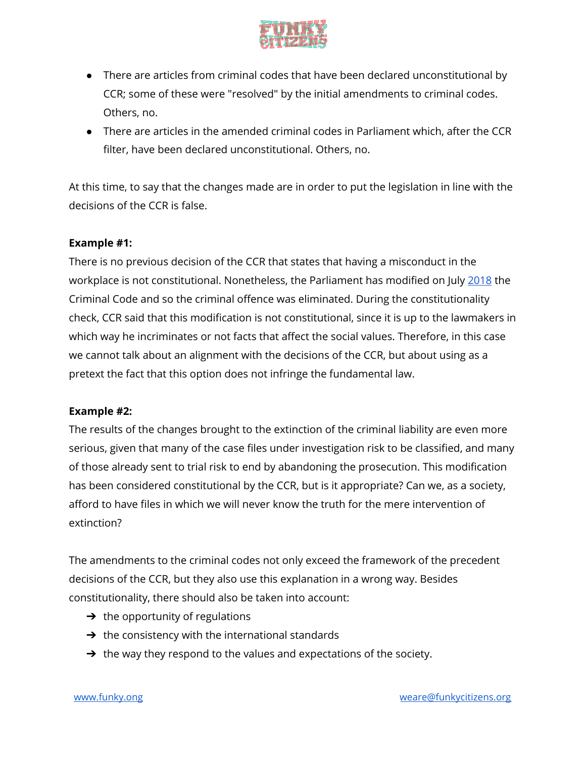- There are articles from criminal codes that have been declared unconstitutional by CCR; some of these were "resolved" by the initial amendments to criminal codes. Others, no.
- There are articles in the amended criminal codes in Parliament which, after the CCR filter, have been declared unconstitutional. Others, no.

At this time, to say that the changes made are in order to put the legislation in line with the decisions of the CCR is false.

**Example #1:**

There is no previous decision of the CCR that states that having a misconduct in the workplace is not constitutional. Nonetheless, the Parliament has modified on July [2018](2018) the Criminal Code and so the criminal offence was eliminated. During the constitutionality check, CCR said that this modification is not constitutional, since it is up to the lawmakers in which way he incriminates or not facts that affect the social values. Therefore, in this case we cannot talk about an alignment with the decisions of the CCR, but about using as a pretext the fact that this option does not infringe the fundamental law.

**Example #2:**

The results of the changes brought to the extinction of the criminal liability are even more serious, given that many of the case files under investigation risk to be classified, and many of those already sent to trial risk to end by abandoning the prosecution. This modification has been considered constitutional by the CCR, but is it appropriate? Can we, as a society, afford to have files in which we will never know the truth for the mere intervention of extinction?

The amendments to the criminal codes not only exceed the framework of the precedent decisions of the CCR, but they also use this explanation in a wrong way. Besides constitutionality, there should also be taken into account:

- ➔ the opportunity of regulations
- ➔ the consistency with the international standards
- ➔ the way they respond to the values and expectations of the society.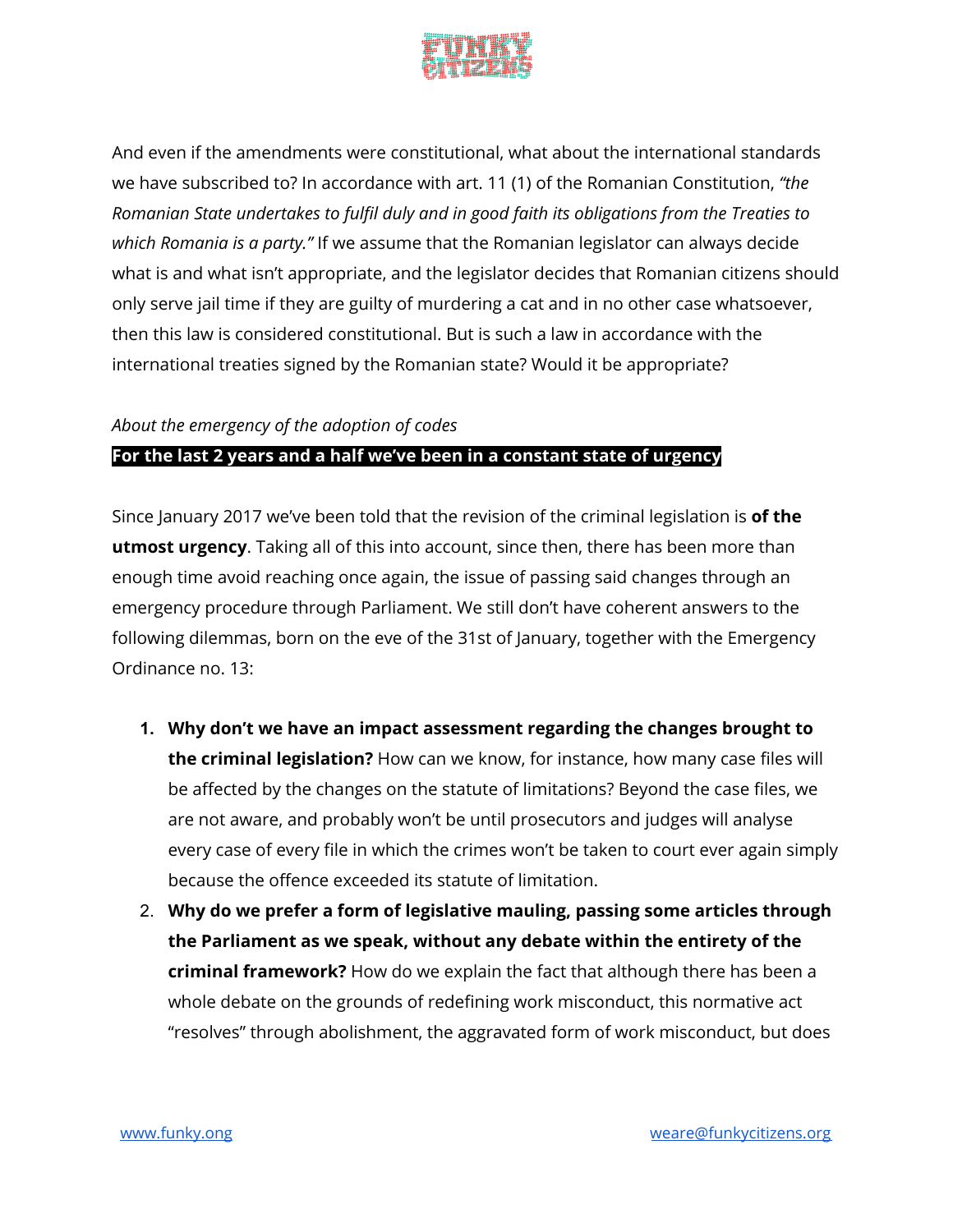And even if the amendments were constitutional, what about the international standards we have subscribed to? In accordance with art. 11 (1) of the Romanian Constitution, *"the Romanian State undertakes to fulfil duly and in good faith its obligations from the Treaties to which Romania is a party."* If we assume that the Romanian legislator can always decide what is and what isn't appropriate, and the legislator decides that Romanian citizens should only serve jail time if they are guilty of murdering a cat and in no other case whatsoever, then this law is considered constitutional. But is such a law in accordance with the international treaties signed by the Romanian state? Would it be appropriate?

*About the emergency of the adoption of codes*

**For the last 2 years and a half we've been in a constant state of urgency**

Since January 2017 we've been told that the revision of the criminal legislation is **of the utmost urgency**. Taking all of this into account, since then, there has been more than enough time avoid reaching once again, the issue of passing said changes through an emergency procedure through Parliament. We still don't have coherent answers to the following dilemmas, born on the eve of the 31st of January, together with the Emergency Ordinance no. 13:

1. **Why don't we have an impact assessment regarding the changes brought to the criminal legislation?** How can we know, for instance, how many case files will be affected by the changes on the statute of limitations? Beyond the case files, we are not aware, and probably won't be until prosecutors and judges will analyse every case of every file in which the crimes won't be taken to court ever again simply because the offence exceeded its statute of limitation.
2. **Why do we prefer a form of legislative mauling, passing some articles through the Parliament as we speak, without any debate within the entirety of the criminal framework?** How do we explain the fact that although there has been a whole debate on the grounds of redefining work misconduct, this normative act "resolves" through abolishment, the aggravated form of work misconduct, but does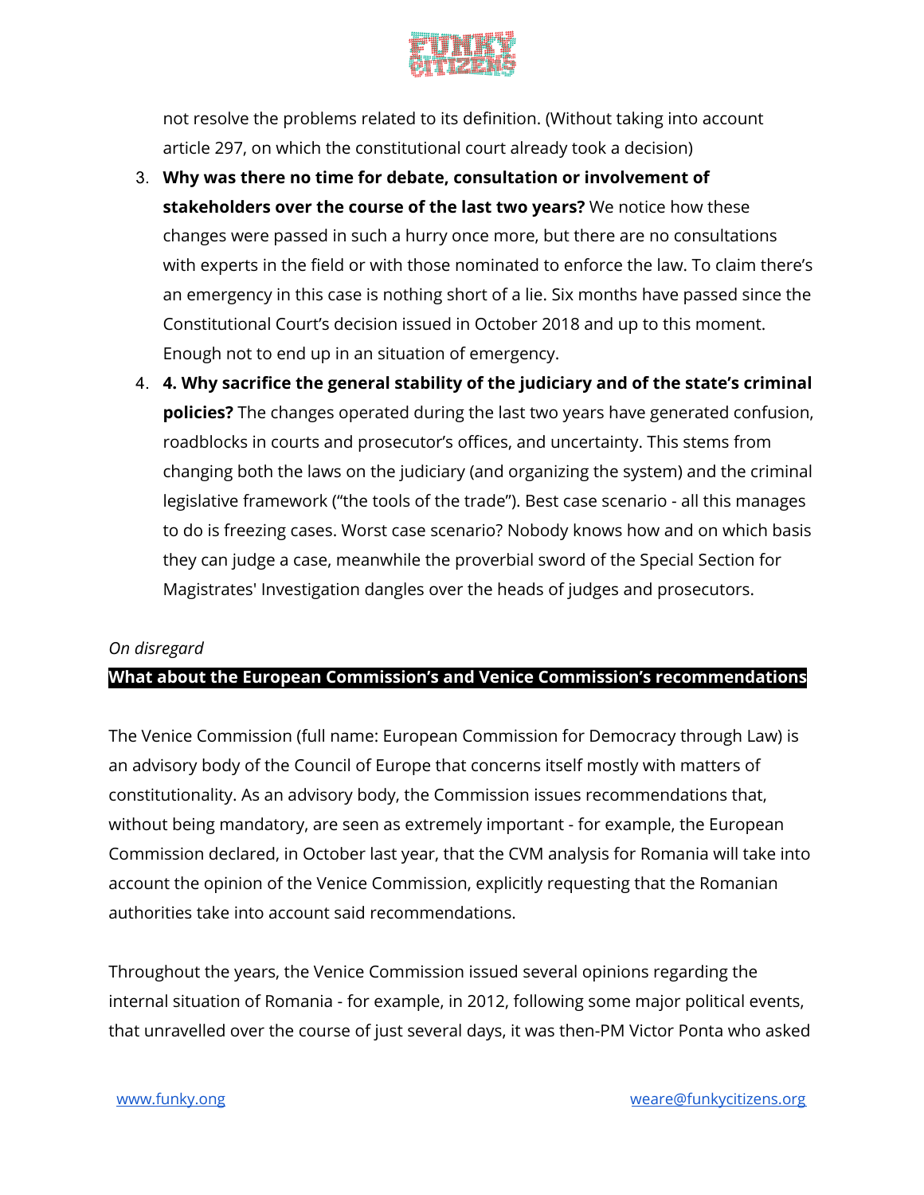not resolve the problems related to its definition. (Without taking into account article 297, on which the constitutional court already took a decision)

3. **Why was there no time for debate, consultation or involvement of stakeholders over the course of the last two years?** We notice how these changes were passed in such a hurry once more, but there are no consultations with experts in the field or with those nominated to enforce the law. To claim there's an emergency in this case is nothing short of a lie. Six months have passed since the Constitutional Court's decision issued in October 2018 and up to this moment. Enough not to end up in an situation of emergency.
4. **4. Why sacrifice the general stability of the judiciary and of the state's criminal policies?** The changes operated during the last two years have generated confusion, roadblocks in courts and prosecutor's offices, and uncertainty. This stems from changing both the laws on the judiciary (and organizing the system) and the criminal legislative framework ("the tools of the trade"). Best case scenario - all this manages to do is freezing cases. Worst case scenario? Nobody knows how and on which basis they can judge a case, meanwhile the proverbial sword of the Special Section for Magistrates' Investigation dangles over the heads of judges and prosecutors.

*On disregard*

## What about the European Commission's and Venice Commission's recommendations

The Venice Commission (full name: European Commission for Democracy through Law) is an advisory body of the Council of Europe that concerns itself mostly with matters of constitutionality. As an advisory body, the Commission issues recommendations that, without being mandatory, are seen as extremely important - for example, the European Commission declared, in October last year, that the CVM analysis for Romania will take into account the opinion of the Venice Commission, explicitly requesting that the Romanian authorities take into account said recommendations.

Throughout the years, the Venice Commission issued several opinions regarding the internal situation of Romania - for example, in 2012, following some major political events, that unravelled over the course of just several days, it was then-PM Victor Ponta who asked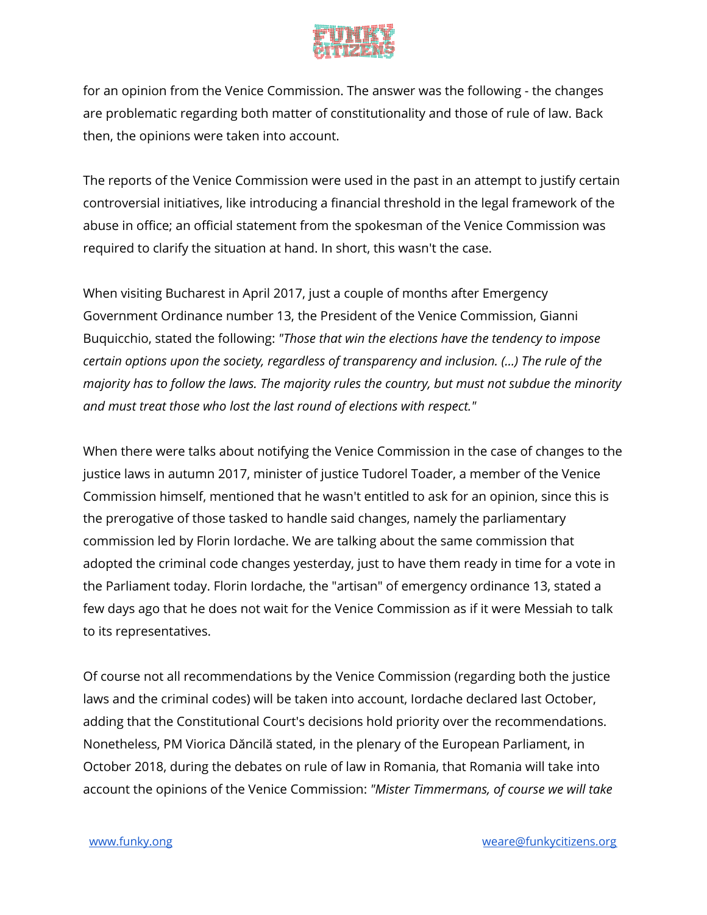for an opinion from the Venice Commission. The answer was the following - the changes are problematic regarding both matter of constitutionality and those of rule of law. Back then, the opinions were taken into account.

The reports of the Venice Commission were used in the past in an attempt to justify certain controversial initiatives, like introducing a financial threshold in the legal framework of the abuse in office; an official statement from the spokesman of the Venice Commission was required to clarify the situation at hand. In short, this wasn't the case.

When visiting Bucharest in April 2017, just a couple of months after Emergency Government Ordinance number 13, the President of the Venice Commission, Gianni Buquicchio, stated the following: *"Those that win the elections have the tendency to impose certain options upon the society, regardless of transparency and inclusion. (...) The rule of the majority has to follow the laws. The majority rules the country, but must not subdue the minority and must treat those who lost the last round of elections with respect."*

When there were talks about notifying the Venice Commission in the case of changes to the justice laws in autumn 2017, minister of justice Tudorel Toader, a member of the Venice Commission himself, mentioned that he wasn't entitled to ask for an opinion, since this is the prerogative of those tasked to handle said changes, namely the parliamentary commission led by Florin Iordache. We are talking about the same commission that adopted the criminal code changes yesterday, just to have them ready in time for a vote in the Parliament today. Florin Iordache, the "artisan" of emergency ordinance 13, stated a few days ago that he does not wait for the Venice Commission as if it were Messiah to talk to its representatives.

Of course not all recommendations by the Venice Commission (regarding both the justice laws and the criminal codes) will be taken into account, Iordache declared last October, adding that the Constitutional Court's decisions hold priority over the recommendations. Nonetheless, PM Viorica Dăncilă stated, in the plenary of the European Parliament, in October 2018, during the debates on rule of law in Romania, that Romania will take into account the opinions of the Venice Commission: *"Mister Timmermans, of course we will take*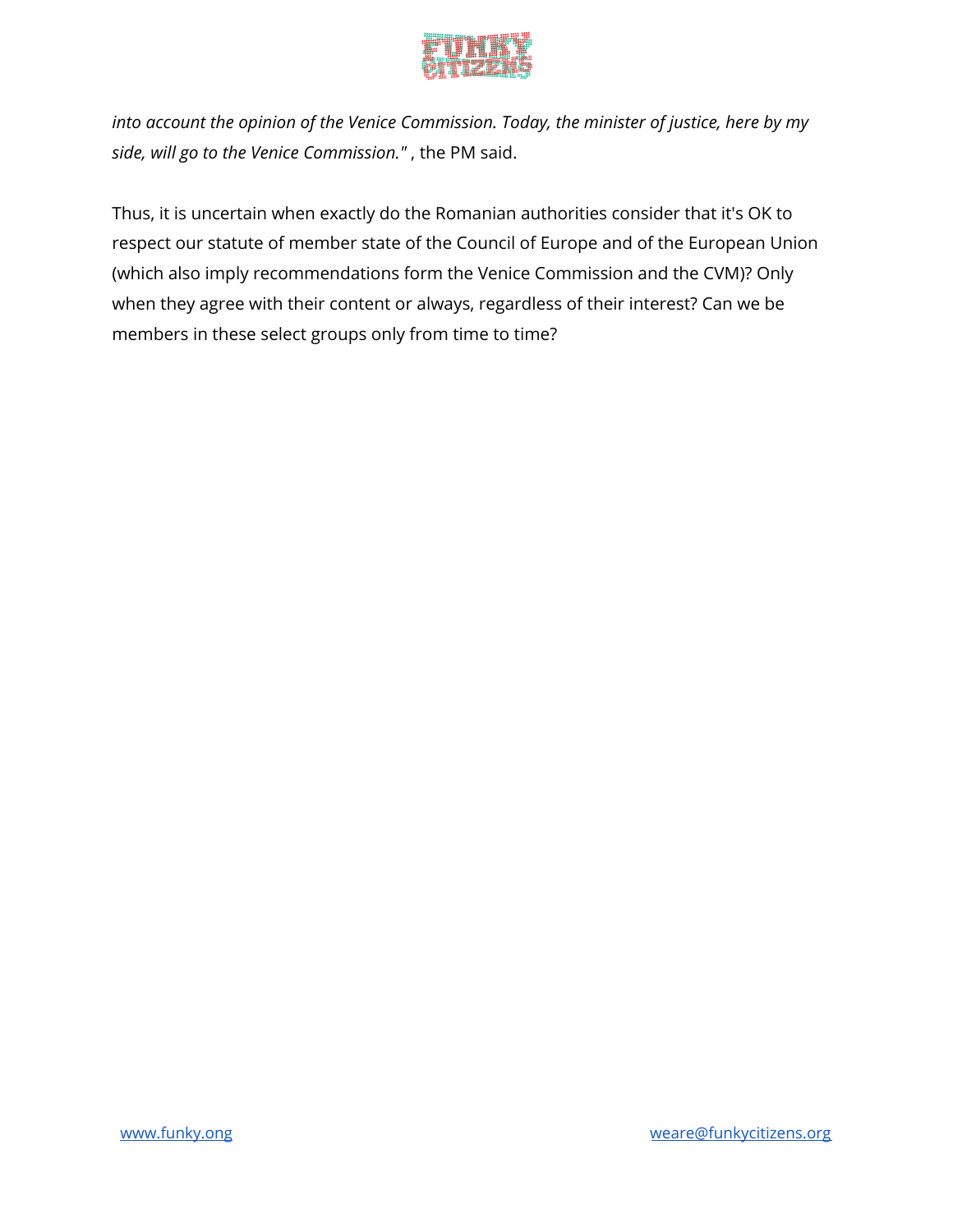*into account the opinion of the Venice Commission. Today, the minister of justice, here by my side, will go to the Venice Commission."* , the PM said.

Thus, it is uncertain when exactly do the Romanian authorities consider that it's OK to respect our statute of member state of the Council of Europe and of the European Union (which also imply recommendations form the Venice Commission and the CVM)? Only when they agree with their content or always, regardless of their interest? Can we be members in these select groups only from time to time?